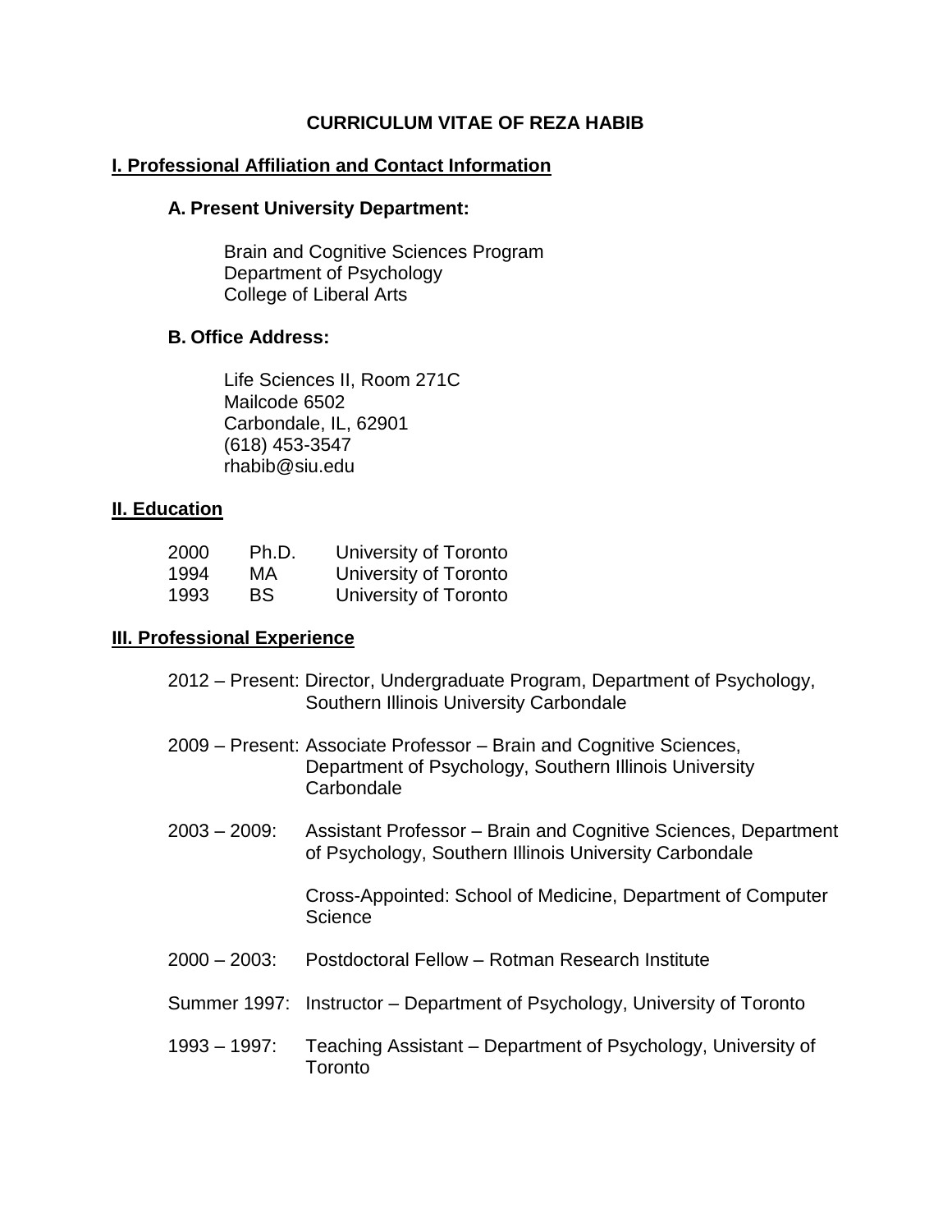# CURRICULUM VITAE OF REZA HABIB

## I. Professional Affiliation and Contact Information

### A. Present University Department:

Brain and Cognitive Sciences Program
Department of Psychology
College of Liberal Arts

### B. Office Address:

Life Sciences II, Room 271C
Mailcode 6502
Carbondale, IL, 62901
(618) 453-3547
rhabib@siu.edu

## II. Education

| | | |
|---|---|---|
| 2000 | Ph.D. | University of Toronto |
| 1994 | MA | University of Toronto |
| 1993 | BS | University of Toronto |

## III. Professional Experience

2012 – Present: Director, Undergraduate Program, Department of Psychology, Southern Illinois University Carbondale

2009 – Present: Associate Professor – Brain and Cognitive Sciences, Department of Psychology, Southern Illinois University Carbondale

2003 – 2009: Assistant Professor – Brain and Cognitive Sciences, Department of Psychology, Southern Illinois University Carbondale

Cross-Appointed: School of Medicine, Department of Computer Science

2000 – 2003: Postdoctoral Fellow – Rotman Research Institute

Summer 1997: Instructor – Department of Psychology, University of Toronto

1993 – 1997: Teaching Assistant – Department of Psychology, University of Toronto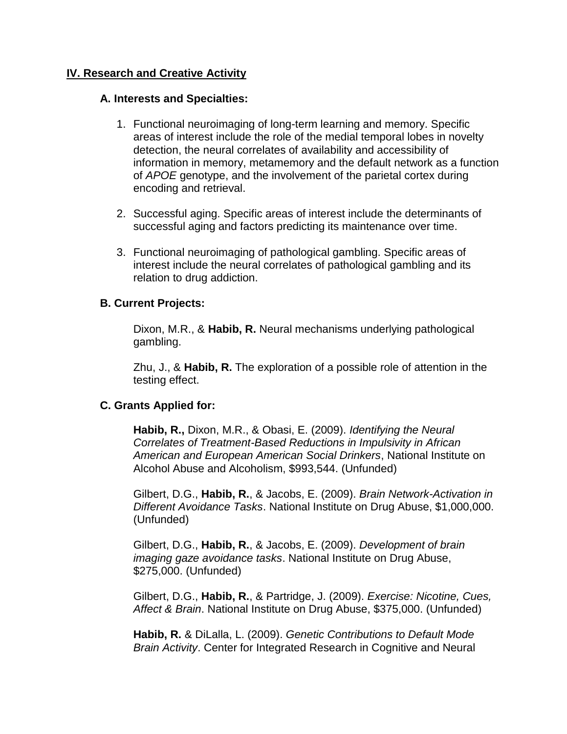## IV. Research and Creative Activity

### A. Interests and Specialties:

1. Functional neuroimaging of long-term learning and memory. Specific areas of interest include the role of the medial temporal lobes in novelty detection, the neural correlates of availability and accessibility of information in memory, metamemory and the default network as a function of *APOE* genotype, and the involvement of the parietal cortex during encoding and retrieval.

2. Successful aging. Specific areas of interest include the determinants of successful aging and factors predicting its maintenance over time.

3. Functional neuroimaging of pathological gambling. Specific areas of interest include the neural correlates of pathological gambling and its relation to drug addiction.

### B. Current Projects:

Dixon, M.R., & **Habib, R.** Neural mechanisms underlying pathological gambling.

Zhu, J., & **Habib, R.** The exploration of a possible role of attention in the testing effect.

### C. Grants Applied for:

**Habib, R.,** Dixon, M.R., & Obasi, E. (2009). *Identifying the Neural Correlates of Treatment-Based Reductions in Impulsivity in African American and European American Social Drinkers*, National Institute on Alcohol Abuse and Alcoholism, $993,544. (Unfunded)

Gilbert, D.G., **Habib, R.**, & Jacobs, E. (2009). *Brain Network-Activation in Different Avoidance Tasks*. National Institute on Drug Abuse, $1,000,000. (Unfunded)

Gilbert, D.G., **Habib, R.**, & Jacobs, E. (2009). *Development of brain imaging gaze avoidance tasks*. National Institute on Drug Abuse, $275,000. (Unfunded)

Gilbert, D.G., **Habib, R.**, & Partridge, J. (2009). *Exercise: Nicotine, Cues, Affect & Brain*. National Institute on Drug Abuse, $375,000. (Unfunded)

**Habib, R.** & DiLalla, L. (2009). *Genetic Contributions to Default Mode Brain Activity*. Center for Integrated Research in Cognitive and Neural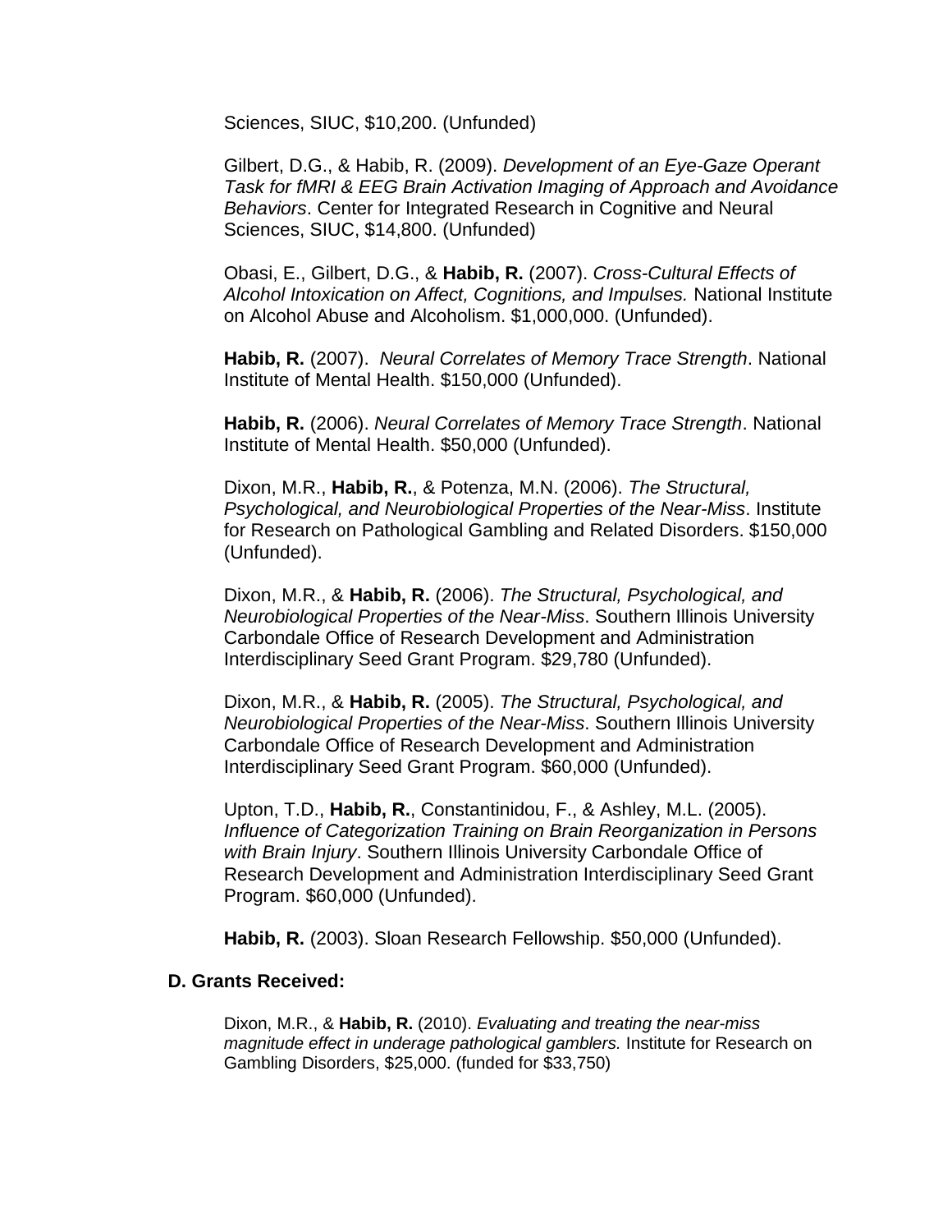Sciences, SIUC, $10,200. (Unfunded)

Gilbert, D.G., & Habib, R. (2009). *Development of an Eye-Gaze Operant Task for fMRI & EEG Brain Activation Imaging of Approach and Avoidance Behaviors*. Center for Integrated Research in Cognitive and Neural Sciences, SIUC, $14,800. (Unfunded)

Obasi, E., Gilbert, D.G., & **Habib, R.** (2007). *Cross-Cultural Effects of Alcohol Intoxication on Affect, Cognitions, and Impulses.* National Institute on Alcohol Abuse and Alcoholism. $1,000,000. (Unfunded).

**Habib, R.** (2007). *Neural Correlates of Memory Trace Strength*. National Institute of Mental Health. $150,000 (Unfunded).

**Habib, R.** (2006). *Neural Correlates of Memory Trace Strength*. National Institute of Mental Health. $50,000 (Unfunded).

Dixon, M.R., **Habib, R.**, & Potenza, M.N. (2006). *The Structural, Psychological, and Neurobiological Properties of the Near-Miss*. Institute for Research on Pathological Gambling and Related Disorders. $150,000 (Unfunded).

Dixon, M.R., & **Habib, R.** (2006). *The Structural, Psychological, and Neurobiological Properties of the Near-Miss*. Southern Illinois University Carbondale Office of Research Development and Administration Interdisciplinary Seed Grant Program. $29,780 (Unfunded).

Dixon, M.R., & **Habib, R.** (2005). *The Structural, Psychological, and Neurobiological Properties of the Near-Miss*. Southern Illinois University Carbondale Office of Research Development and Administration Interdisciplinary Seed Grant Program. $60,000 (Unfunded).

Upton, T.D., **Habib, R.**, Constantinidou, F., & Ashley, M.L. (2005). *Influence of Categorization Training on Brain Reorganization in Persons with Brain Injury*. Southern Illinois University Carbondale Office of Research Development and Administration Interdisciplinary Seed Grant Program. $60,000 (Unfunded).

**Habib, R.** (2003). Sloan Research Fellowship. $50,000 (Unfunded).

**D. Grants Received:**

Dixon, M.R., & **Habib, R.** (2010). *Evaluating and treating the near-miss magnitude effect in underage pathological gamblers.* Institute for Research on Gambling Disorders, $25,000. (funded for $33,750)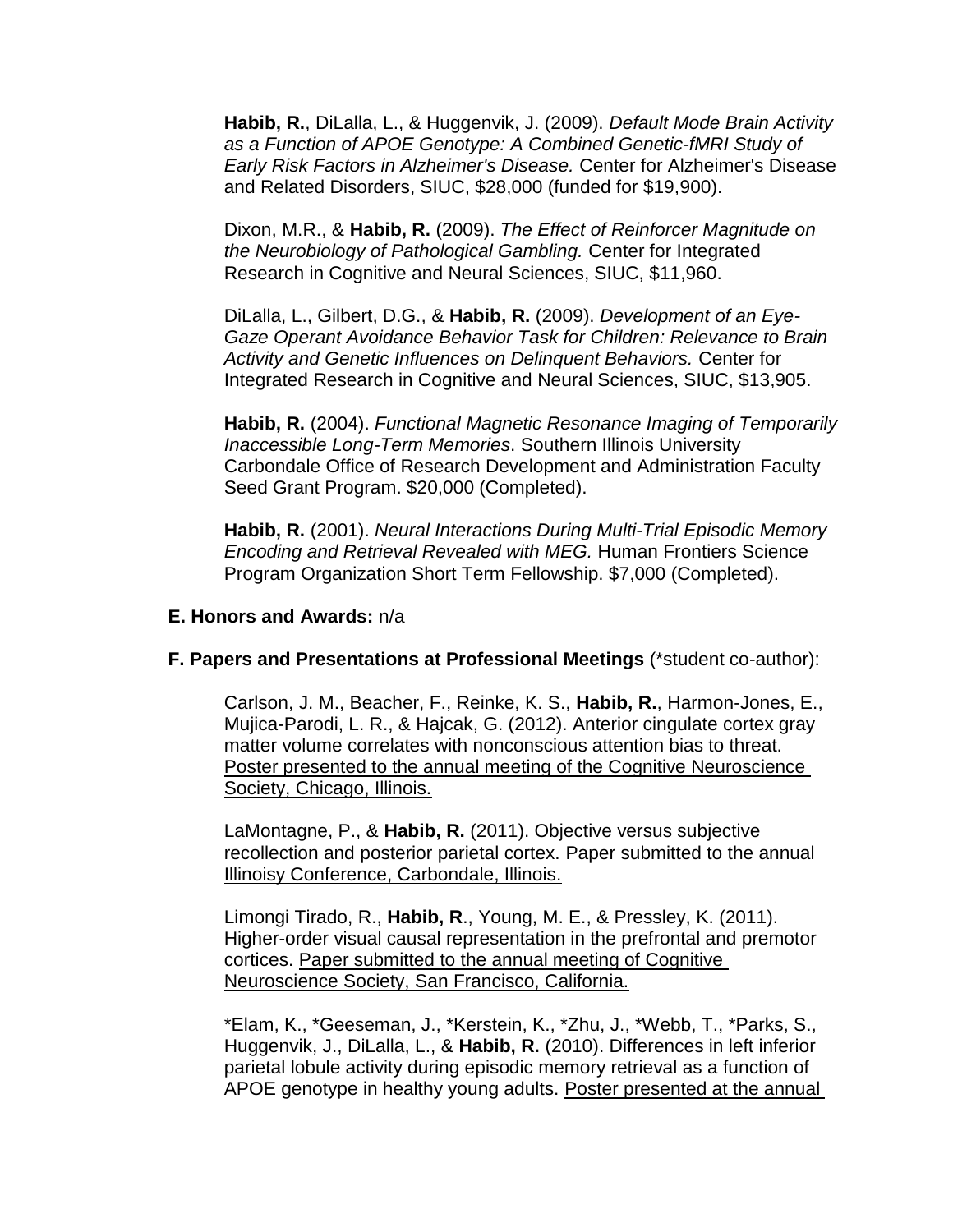**Habib, R.**, DiLalla, L., & Huggenvik, J. (2009). *Default Mode Brain Activity as a Function of APOE Genotype: A Combined Genetic-fMRI Study of Early Risk Factors in Alzheimer's Disease.* Center for Alzheimer's Disease and Related Disorders, SIUC, $28,000 (funded for $19,900).

Dixon, M.R., & **Habib, R.** (2009). *The Effect of Reinforcer Magnitude on the Neurobiology of Pathological Gambling.* Center for Integrated Research in Cognitive and Neural Sciences, SIUC, $11,960.

DiLalla, L., Gilbert, D.G., & **Habib, R.** (2009). *Development of an Eye-Gaze Operant Avoidance Behavior Task for Children: Relevance to Brain Activity and Genetic Influences on Delinquent Behaviors.* Center for Integrated Research in Cognitive and Neural Sciences, SIUC, $13,905.

**Habib, R.** (2004). *Functional Magnetic Resonance Imaging of Temporarily Inaccessible Long-Term Memories*. Southern Illinois University Carbondale Office of Research Development and Administration Faculty Seed Grant Program. $20,000 (Completed).

**Habib, R.** (2001). *Neural Interactions During Multi-Trial Episodic Memory Encoding and Retrieval Revealed with MEG.* Human Frontiers Science Program Organization Short Term Fellowship. $7,000 (Completed).

**E. Honors and Awards:** n/a

**F. Papers and Presentations at Professional Meetings** (*student co-author):

Carlson, J. M., Beacher, F., Reinke, K. S., **Habib, R.**, Harmon-Jones, E., Mujica-Parodi, L. R., & Hajcak, G. (2012). Anterior cingulate cortex gray matter volume correlates with nonconscious attention bias to threat. <u>Poster presented to the annual meeting of the Cognitive Neuroscience Society, Chicago, Illinois.</u>

LaMontagne, P., & **Habib, R.** (2011). Objective versus subjective recollection and posterior parietal cortex. <u>Paper submitted to the annual Illinoisy Conference, Carbondale, Illinois.</u>

Limongi Tirado, R., **Habib, R**., Young, M. E., & Pressley, K. (2011). Higher-order visual causal representation in the prefrontal and premotor cortices. <u>Paper submitted to the annual meeting of Cognitive Neuroscience Society, San Francisco, California.</u>

*Elam, K., *Geeseman, J., *Kerstein, K., *Zhu, J., *Webb, T., *Parks, S., Huggenvik, J., DiLalla, L., & **Habib, R.** (2010). Differences in left inferior parietal lobule activity during episodic memory retrieval as a function of APOE genotype in healthy young adults. <u>Poster presented at the annual</u>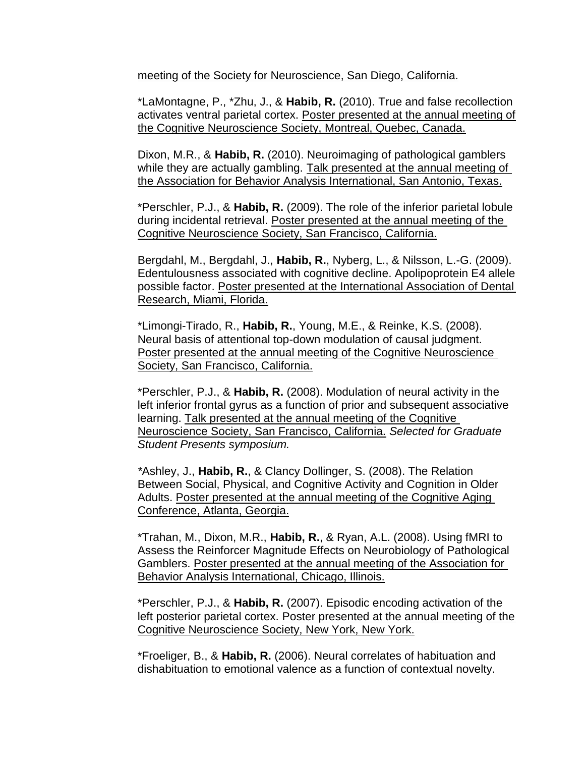meeting of the Society for Neuroscience, San Diego, California.

*LaMontagne, P., *Zhu, J., & **Habib, R.** (2010). True and false recollection activates ventral parietal cortex. Poster presented at the annual meeting of the Cognitive Neuroscience Society, Montreal, Quebec, Canada.

Dixon, M.R., & **Habib, R.** (2010). Neuroimaging of pathological gamblers while they are actually gambling. Talk presented at the annual meeting of the Association for Behavior Analysis International, San Antonio, Texas.

*Perschler, P.J., & **Habib, R.** (2009). The role of the inferior parietal lobule during incidental retrieval. Poster presented at the annual meeting of the Cognitive Neuroscience Society, San Francisco, California.

Bergdahl, M., Bergdahl, J., **Habib, R.**, Nyberg, L., & Nilsson, L.-G. (2009). Edentulousness associated with cognitive decline. Apolipoprotein E4 allele possible factor. Poster presented at the International Association of Dental Research, Miami, Florida.

*Limongi-Tirado, R., **Habib, R.**, Young, M.E., & Reinke, K.S. (2008). Neural basis of attentional top-down modulation of causal judgment. Poster presented at the annual meeting of the Cognitive Neuroscience Society, San Francisco, California.

*Perschler, P.J., & **Habib, R.** (2008). Modulation of neural activity in the left inferior frontal gyrus as a function of prior and subsequent associative learning. Talk presented at the annual meeting of the Cognitive Neuroscience Society, San Francisco, California. *Selected for Graduate Student Presents symposium.*

*Ashley, J., **Habib, R.**, & Clancy Dollinger, S. (2008). The Relation Between Social, Physical, and Cognitive Activity and Cognition in Older Adults. Poster presented at the annual meeting of the Cognitive Aging Conference, Atlanta, Georgia.

*Trahan, M., Dixon, M.R., **Habib, R.**, & Ryan, A.L. (2008). Using fMRI to Assess the Reinforcer Magnitude Effects on Neurobiology of Pathological Gamblers. Poster presented at the annual meeting of the Association for Behavior Analysis International, Chicago, Illinois.

*Perschler, P.J., & **Habib, R.** (2007). Episodic encoding activation of the left posterior parietal cortex. Poster presented at the annual meeting of the Cognitive Neuroscience Society, New York, New York.

*Froeliger, B., & **Habib, R.** (2006). Neural correlates of habituation and dishabituation to emotional valence as a function of contextual novelty.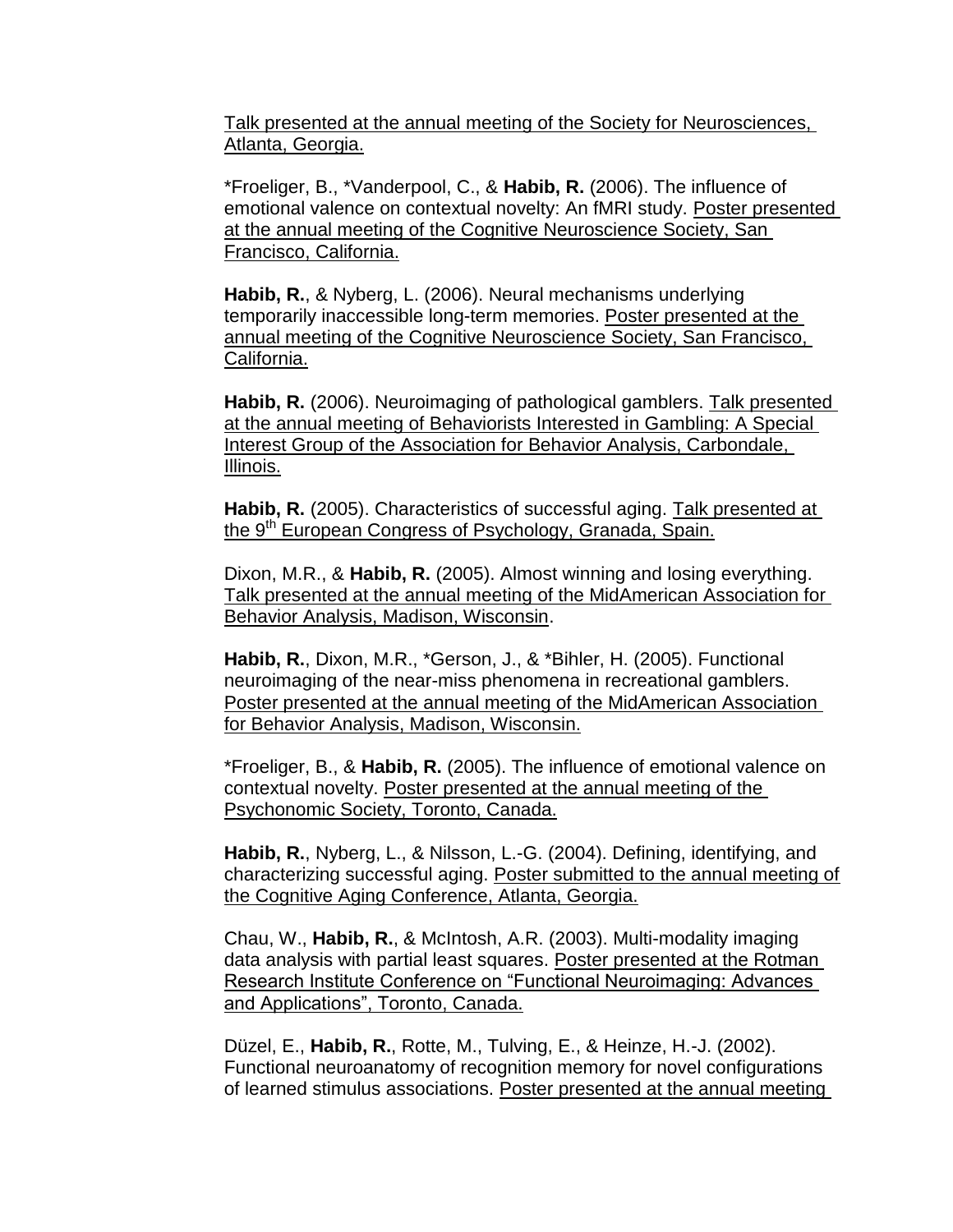Talk presented at the annual meeting of the Society for Neurosciences, Atlanta, Georgia.

*Froeliger, B., *Vanderpool, C., & **Habib, R.** (2006). The influence of emotional valence on contextual novelty: An fMRI study. Poster presented at the annual meeting of the Cognitive Neuroscience Society, San Francisco, California.

**Habib, R.**, & Nyberg, L. (2006). Neural mechanisms underlying temporarily inaccessible long-term memories. Poster presented at the annual meeting of the Cognitive Neuroscience Society, San Francisco, California.

**Habib, R.** (2006). Neuroimaging of pathological gamblers. Talk presented at the annual meeting of Behaviorists Interested in Gambling: A Special Interest Group of the Association for Behavior Analysis, Carbondale, Illinois.

**Habib, R.** (2005). Characteristics of successful aging. Talk presented at the 9th European Congress of Psychology, Granada, Spain.

Dixon, M.R., & **Habib, R.** (2005). Almost winning and losing everything. Talk presented at the annual meeting of the MidAmerican Association for Behavior Analysis, Madison, Wisconsin.

**Habib, R.**, Dixon, M.R., *Gerson, J., & *Bihler, H. (2005). Functional neuroimaging of the near-miss phenomena in recreational gamblers. Poster presented at the annual meeting of the MidAmerican Association for Behavior Analysis, Madison, Wisconsin.

*Froeliger, B., & **Habib, R.** (2005). The influence of emotional valence on contextual novelty. Poster presented at the annual meeting of the Psychonomic Society, Toronto, Canada.

**Habib, R.**, Nyberg, L., & Nilsson, L.-G. (2004). Defining, identifying, and characterizing successful aging. Poster submitted to the annual meeting of the Cognitive Aging Conference, Atlanta, Georgia.

Chau, W., **Habib, R.**, & McIntosh, A.R. (2003). Multi-modality imaging data analysis with partial least squares. Poster presented at the Rotman Research Institute Conference on "Functional Neuroimaging: Advances and Applications", Toronto, Canada.

Düzel, E., **Habib, R.**, Rotte, M., Tulving, E., & Heinze, H.-J. (2002). Functional neuroanatomy of recognition memory for novel configurations of learned stimulus associations. Poster presented at the annual meeting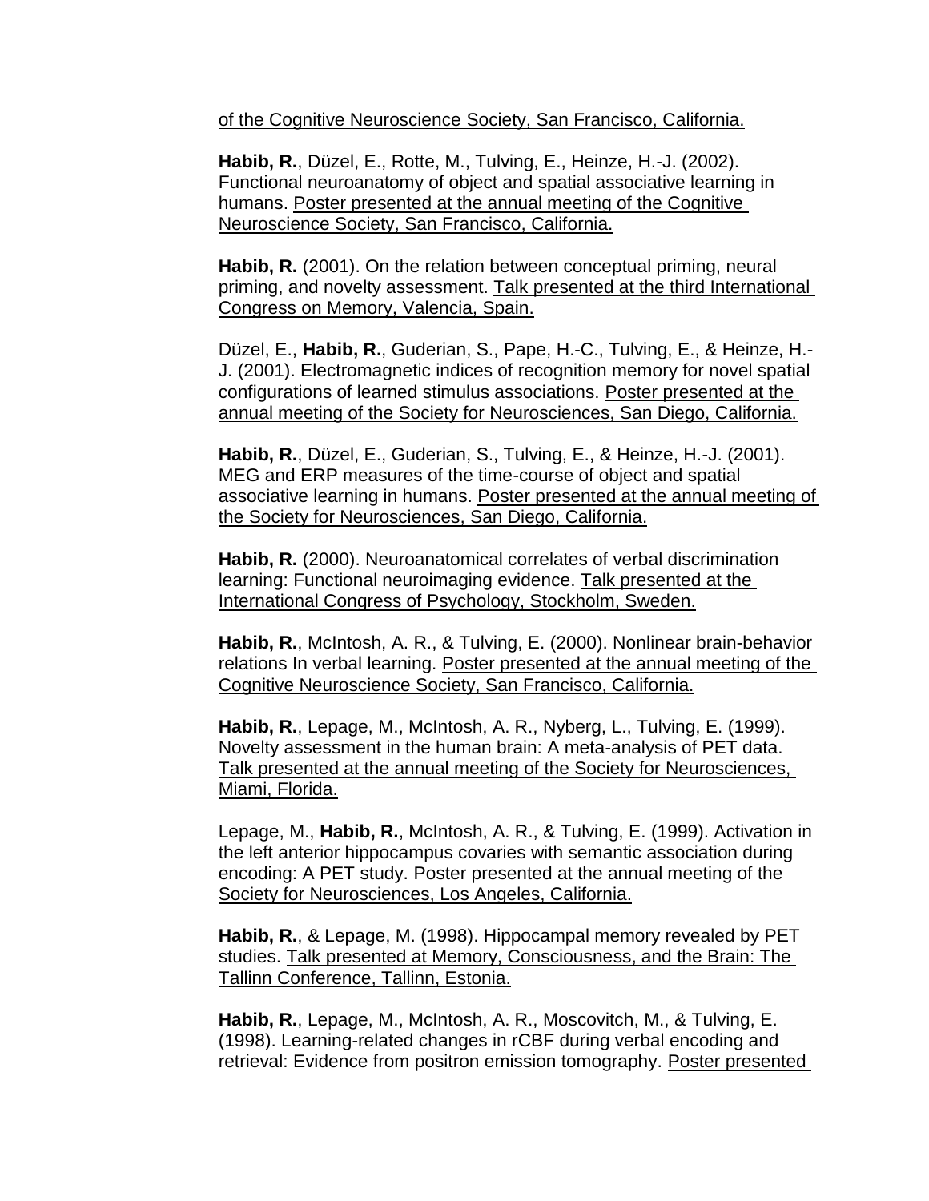of the Cognitive Neuroscience Society, San Francisco, California.

**Habib, R.**, Düzel, E., Rotte, M., Tulving, E., Heinze, H.-J. (2002). Functional neuroanatomy of object and spatial associative learning in humans. Poster presented at the annual meeting of the Cognitive Neuroscience Society, San Francisco, California.

**Habib, R.** (2001). On the relation between conceptual priming, neural priming, and novelty assessment. Talk presented at the third International Congress on Memory, Valencia, Spain.

Düzel, E., **Habib, R.**, Guderian, S., Pape, H.-C., Tulving, E., & Heinze, H.-J. (2001). Electromagnetic indices of recognition memory for novel spatial configurations of learned stimulus associations. Poster presented at the annual meeting of the Society for Neurosciences, San Diego, California.

**Habib, R.**, Düzel, E., Guderian, S., Tulving, E., & Heinze, H.-J. (2001). MEG and ERP measures of the time-course of object and spatial associative learning in humans. Poster presented at the annual meeting of the Society for Neurosciences, San Diego, California.

**Habib, R.** (2000). Neuroanatomical correlates of verbal discrimination learning: Functional neuroimaging evidence. Talk presented at the International Congress of Psychology, Stockholm, Sweden.

**Habib, R.**, McIntosh, A. R., & Tulving, E. (2000). Nonlinear brain-behavior relations In verbal learning. Poster presented at the annual meeting of the Cognitive Neuroscience Society, San Francisco, California.

**Habib, R.**, Lepage, M., McIntosh, A. R., Nyberg, L., Tulving, E. (1999). Novelty assessment in the human brain: A meta-analysis of PET data. Talk presented at the annual meeting of the Society for Neurosciences, Miami, Florida.

Lepage, M., **Habib, R.**, McIntosh, A. R., & Tulving, E. (1999). Activation in the left anterior hippocampus covaries with semantic association during encoding: A PET study. Poster presented at the annual meeting of the Society for Neurosciences, Los Angeles, California.

**Habib, R.**, & Lepage, M. (1998). Hippocampal memory revealed by PET studies. Talk presented at Memory, Consciousness, and the Brain: The Tallinn Conference, Tallinn, Estonia.

**Habib, R.**, Lepage, M., McIntosh, A. R., Moscovitch, M., & Tulving, E. (1998). Learning-related changes in rCBF during verbal encoding and retrieval: Evidence from positron emission tomography. Poster presented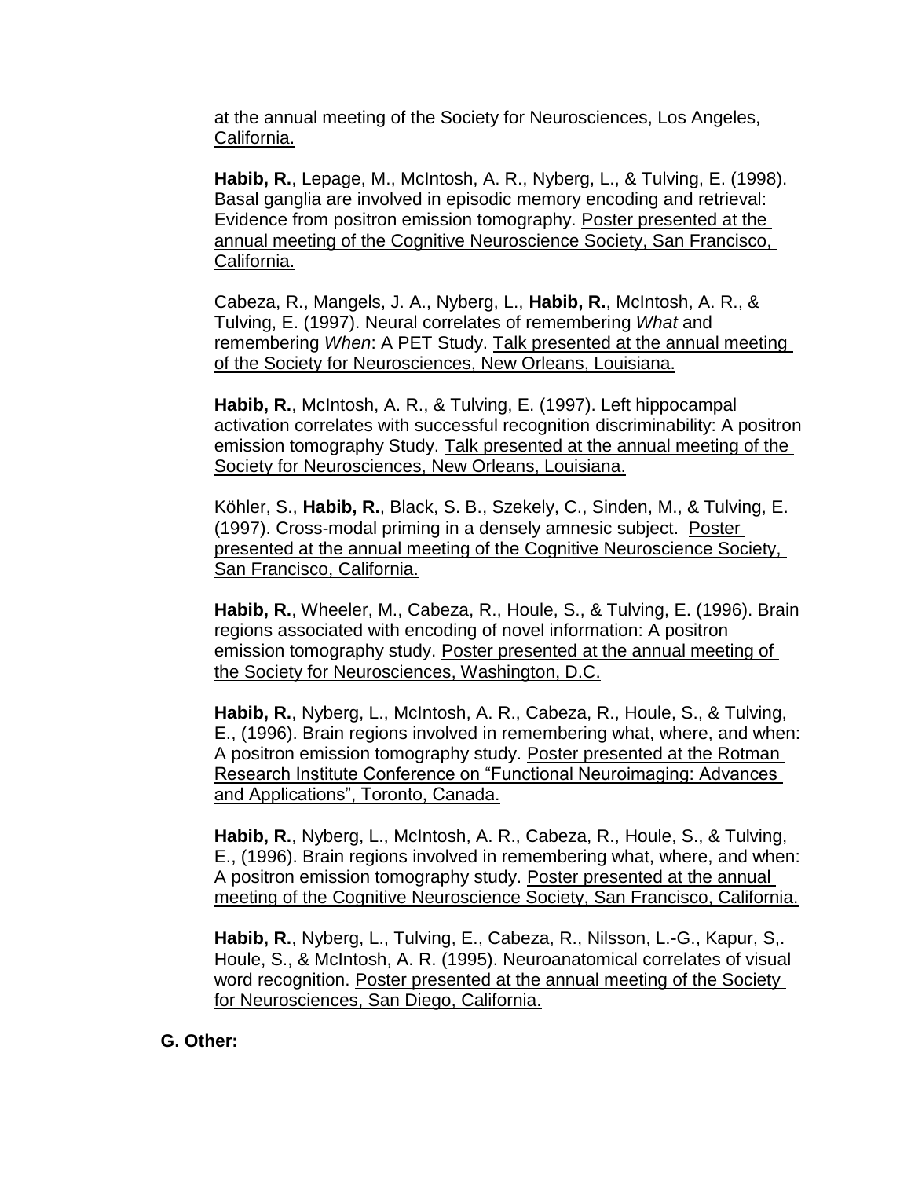at the annual meeting of the Society for Neurosciences, Los Angeles, California.

**Habib, R.**, Lepage, M., McIntosh, A. R., Nyberg, L., & Tulving, E. (1998). Basal ganglia are involved in episodic memory encoding and retrieval: Evidence from positron emission tomography. Poster presented at the annual meeting of the Cognitive Neuroscience Society, San Francisco, California.

Cabeza, R., Mangels, J. A., Nyberg, L., **Habib, R.**, McIntosh, A. R., & Tulving, E. (1997). Neural correlates of remembering *What* and remembering *When*: A PET Study. Talk presented at the annual meeting of the Society for Neurosciences, New Orleans, Louisiana.

**Habib, R.**, McIntosh, A. R., & Tulving, E. (1997). Left hippocampal activation correlates with successful recognition discriminability: A positron emission tomography Study. Talk presented at the annual meeting of the Society for Neurosciences, New Orleans, Louisiana.

Köhler, S., **Habib, R.**, Black, S. B., Szekely, C., Sinden, M., & Tulving, E. (1997). Cross-modal priming in a densely amnesic subject. Poster presented at the annual meeting of the Cognitive Neuroscience Society, San Francisco, California.

**Habib, R.**, Wheeler, M., Cabeza, R., Houle, S., & Tulving, E. (1996). Brain regions associated with encoding of novel information: A positron emission tomography study. Poster presented at the annual meeting of the Society for Neurosciences, Washington, D.C.

**Habib, R.**, Nyberg, L., McIntosh, A. R., Cabeza, R., Houle, S., & Tulving, E., (1996). Brain regions involved in remembering what, where, and when: A positron emission tomography study. Poster presented at the Rotman Research Institute Conference on "Functional Neuroimaging: Advances and Applications", Toronto, Canada.

**Habib, R.**, Nyberg, L., McIntosh, A. R., Cabeza, R., Houle, S., & Tulving, E., (1996). Brain regions involved in remembering what, where, and when: A positron emission tomography study. Poster presented at the annual meeting of the Cognitive Neuroscience Society, San Francisco, California.

**Habib, R.**, Nyberg, L., Tulving, E., Cabeza, R., Nilsson, L.-G., Kapur, S,. Houle, S., & McIntosh, A. R. (1995). Neuroanatomical correlates of visual word recognition. Poster presented at the annual meeting of the Society for Neurosciences, San Diego, California.

**G. Other:**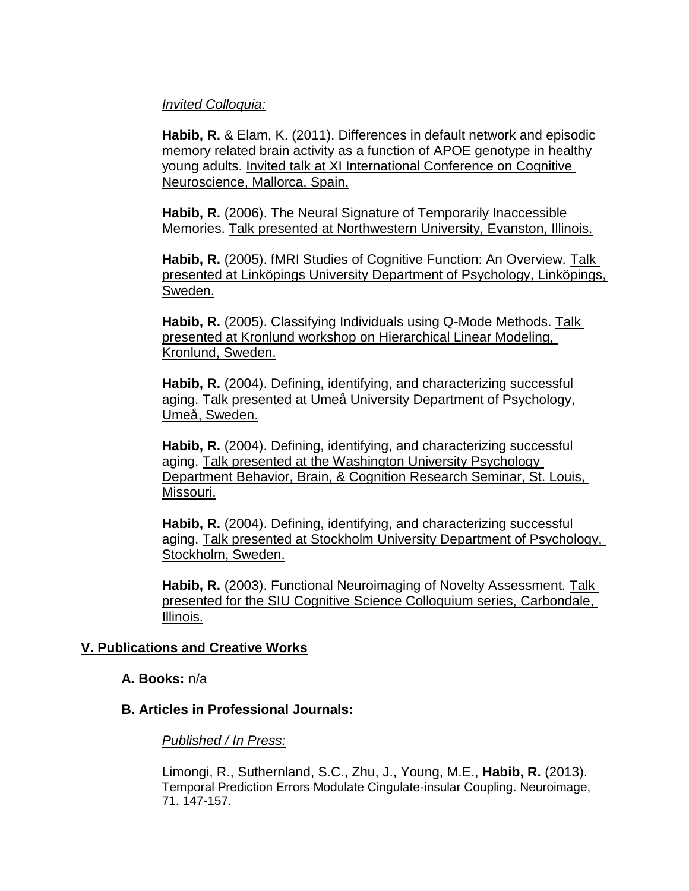*Invited Colloquia:*

**Habib, R.** & Elam, K. (2011). Differences in default network and episodic memory related brain activity as a function of APOE genotype in healthy young adults. Invited talk at XI International Conference on Cognitive Neuroscience, Mallorca, Spain.

**Habib, R.** (2006). The Neural Signature of Temporarily Inaccessible Memories. Talk presented at Northwestern University, Evanston, Illinois.

**Habib, R.** (2005). fMRI Studies of Cognitive Function: An Overview. Talk presented at Linköpings University Department of Psychology, Linköpings, Sweden.

**Habib, R.** (2005). Classifying Individuals using Q-Mode Methods. Talk presented at Kronlund workshop on Hierarchical Linear Modeling, Kronlund, Sweden.

**Habib, R.** (2004). Defining, identifying, and characterizing successful aging. Talk presented at Umeå University Department of Psychology, Umeå, Sweden.

**Habib, R.** (2004). Defining, identifying, and characterizing successful aging. Talk presented at the Washington University Psychology Department Behavior, Brain, & Cognition Research Seminar, St. Louis, Missouri.

**Habib, R.** (2004). Defining, identifying, and characterizing successful aging. Talk presented at Stockholm University Department of Psychology, Stockholm, Sweden.

**Habib, R.** (2003). Functional Neuroimaging of Novelty Assessment. Talk presented for the SIU Cognitive Science Colloquium series, Carbondale, Illinois.

## V. Publications and Creative Works

### A. Books: n/a

### B. Articles in Professional Journals:

*Published / In Press:*

Limongi, R., Suthernland, S.C., Zhu, J., Young, M.E., **Habib, R.** (2013). Temporal Prediction Errors Modulate Cingulate-insular Coupling. Neuroimage, 71. 147-157.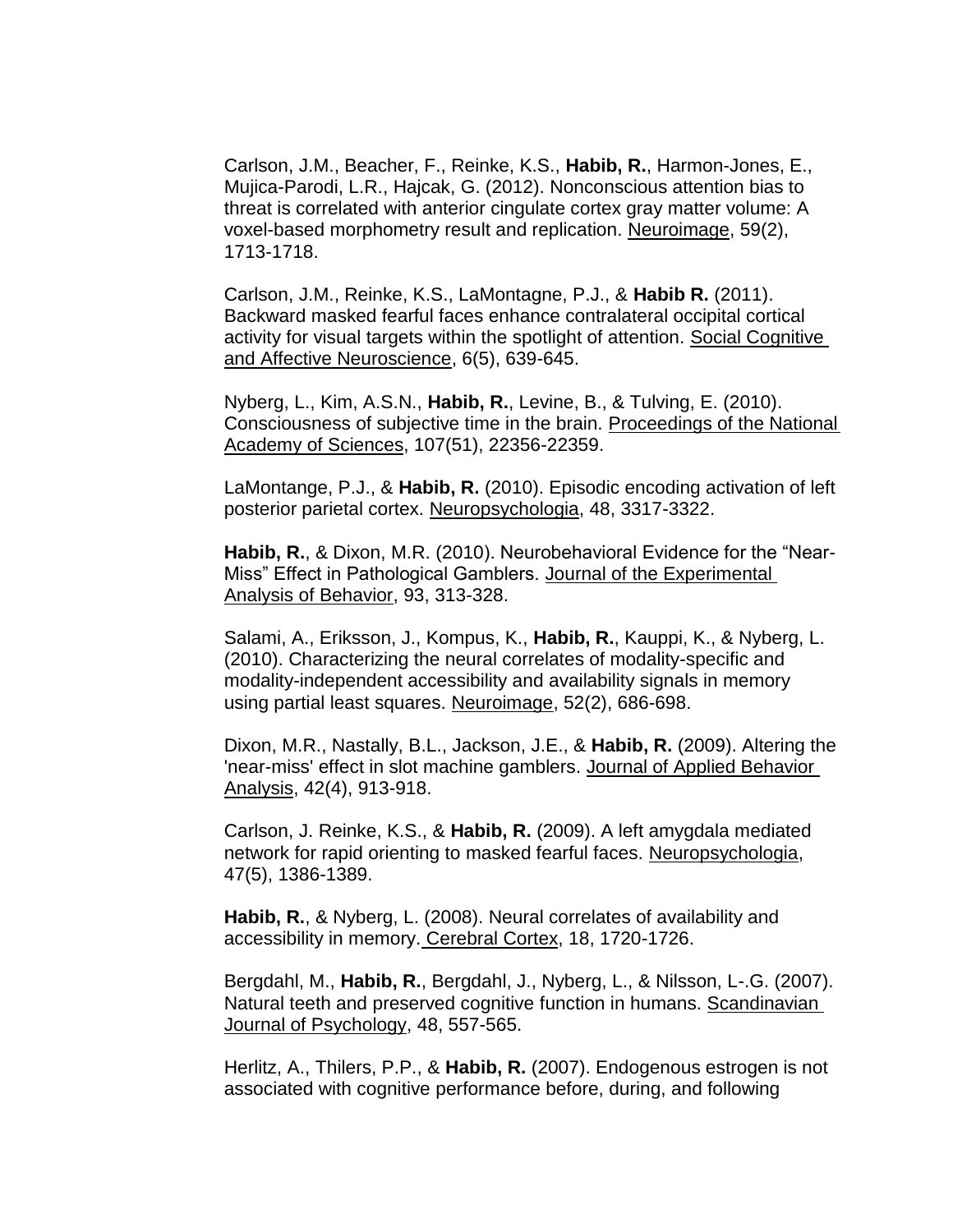Carlson, J.M., Beacher, F., Reinke, K.S., **Habib, R.**, Harmon-Jones, E., Mujica-Parodi, L.R., Hajcak, G. (2012). Nonconscious attention bias to threat is correlated with anterior cingulate cortex gray matter volume: A voxel-based morphometry result and replication. Neuroimage, 59(2), 1713-1718.

Carlson, J.M., Reinke, K.S., LaMontagne, P.J., & **Habib R.** (2011). Backward masked fearful faces enhance contralateral occipital cortical activity for visual targets within the spotlight of attention. Social Cognitive and Affective Neuroscience, 6(5), 639-645.

Nyberg, L., Kim, A.S.N., **Habib, R.**, Levine, B., & Tulving, E. (2010). Consciousness of subjective time in the brain. Proceedings of the National Academy of Sciences, 107(51), 22356-22359.

LaMontange, P.J., & **Habib, R.** (2010). Episodic encoding activation of left posterior parietal cortex. Neuropsychologia, 48, 3317-3322.

**Habib, R.**, & Dixon, M.R. (2010). Neurobehavioral Evidence for the "Near-Miss" Effect in Pathological Gamblers. Journal of the Experimental Analysis of Behavior, 93, 313-328.

Salami, A., Eriksson, J., Kompus, K., **Habib, R.**, Kauppi, K., & Nyberg, L. (2010). Characterizing the neural correlates of modality-specific and modality-independent accessibility and availability signals in memory using partial least squares. Neuroimage, 52(2), 686-698.

Dixon, M.R., Nastally, B.L., Jackson, J.E., & **Habib, R.** (2009). Altering the 'near-miss' effect in slot machine gamblers. Journal of Applied Behavior Analysis, 42(4), 913-918.

Carlson, J. Reinke, K.S., & **Habib, R.** (2009). A left amygdala mediated network for rapid orienting to masked fearful faces. Neuropsychologia, 47(5), 1386-1389.

**Habib, R.**, & Nyberg, L. (2008). Neural correlates of availability and accessibility in memory. Cerebral Cortex, 18, 1720-1726.

Bergdahl, M., **Habib, R.**, Bergdahl, J., Nyberg, L., & Nilsson, L-.G. (2007). Natural teeth and preserved cognitive function in humans. Scandinavian Journal of Psychology, 48, 557-565.

Herlitz, A., Thilers, P.P., & **Habib, R.** (2007). Endogenous estrogen is not associated with cognitive performance before, during, and following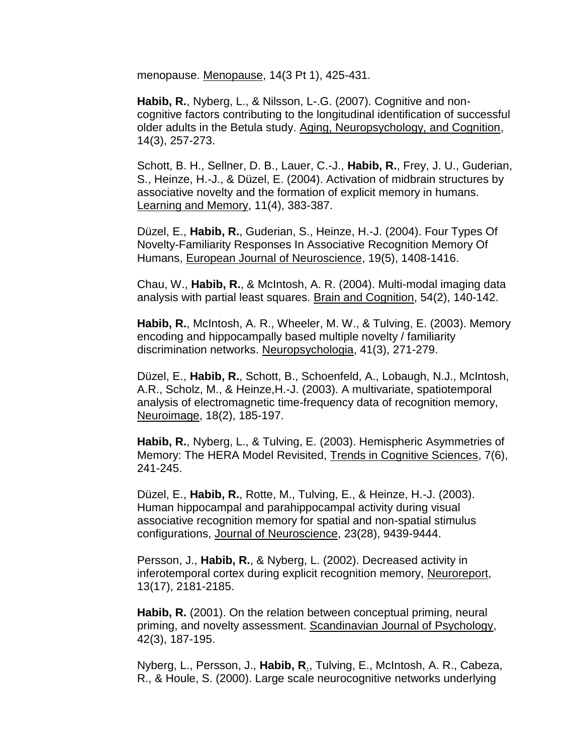menopause. Menopause, 14(3 Pt 1), 425-431.

**Habib, R.**, Nyberg, L., & Nilsson, L-.G. (2007). Cognitive and non-cognitive factors contributing to the longitudinal identification of successful older adults in the Betula study. Aging, Neuropsychology, and Cognition, 14(3), 257-273.

Schott, B. H., Sellner, D. B., Lauer, C.-J., **Habib, R.**, Frey, J. U., Guderian, S., Heinze, H.-J., & Düzel, E. (2004). Activation of midbrain structures by associative novelty and the formation of explicit memory in humans. Learning and Memory, 11(4), 383-387.

Düzel, E., **Habib, R.**, Guderian, S., Heinze, H.-J. (2004). Four Types Of Novelty-Familiarity Responses In Associative Recognition Memory Of Humans, European Journal of Neuroscience, 19(5), 1408-1416.

Chau, W., **Habib, R.**, & McIntosh, A. R. (2004). Multi-modal imaging data analysis with partial least squares. Brain and Cognition, 54(2), 140-142.

**Habib, R.**, McIntosh, A. R., Wheeler, M. W., & Tulving, E. (2003). Memory encoding and hippocampally based multiple novelty / familiarity discrimination networks. Neuropsychologia, 41(3), 271-279.

Düzel, E., **Habib, R.**, Schott, B., Schoenfeld, A., Lobaugh, N.J., McIntosh, A.R., Scholz, M., & Heinze,H.-J. (2003). A multivariate, spatiotemporal analysis of electromagnetic time-frequency data of recognition memory, Neuroimage, 18(2), 185-197.

**Habib, R.**, Nyberg, L., & Tulving, E. (2003). Hemispheric Asymmetries of Memory: The HERA Model Revisited, Trends in Cognitive Sciences, 7(6), 241-245.

Düzel, E., **Habib, R.**, Rotte, M., Tulving, E., & Heinze, H.-J. (2003). Human hippocampal and parahippocampal activity during visual associative recognition memory for spatial and non-spatial stimulus configurations, Journal of Neuroscience, 23(28), 9439-9444.

Persson, J., **Habib, R.**, & Nyberg, L. (2002). Decreased activity in inferotemporal cortex during explicit recognition memory, Neuroreport, 13(17), 2181-2185.

**Habib, R.** (2001). On the relation between conceptual priming, neural priming, and novelty assessment. Scandinavian Journal of Psychology, 42(3), 187-195.

Nyberg, L., Persson, J., **Habib, R.**, Tulving, E., McIntosh, A. R., Cabeza, R., & Houle, S. (2000). Large scale neurocognitive networks underlying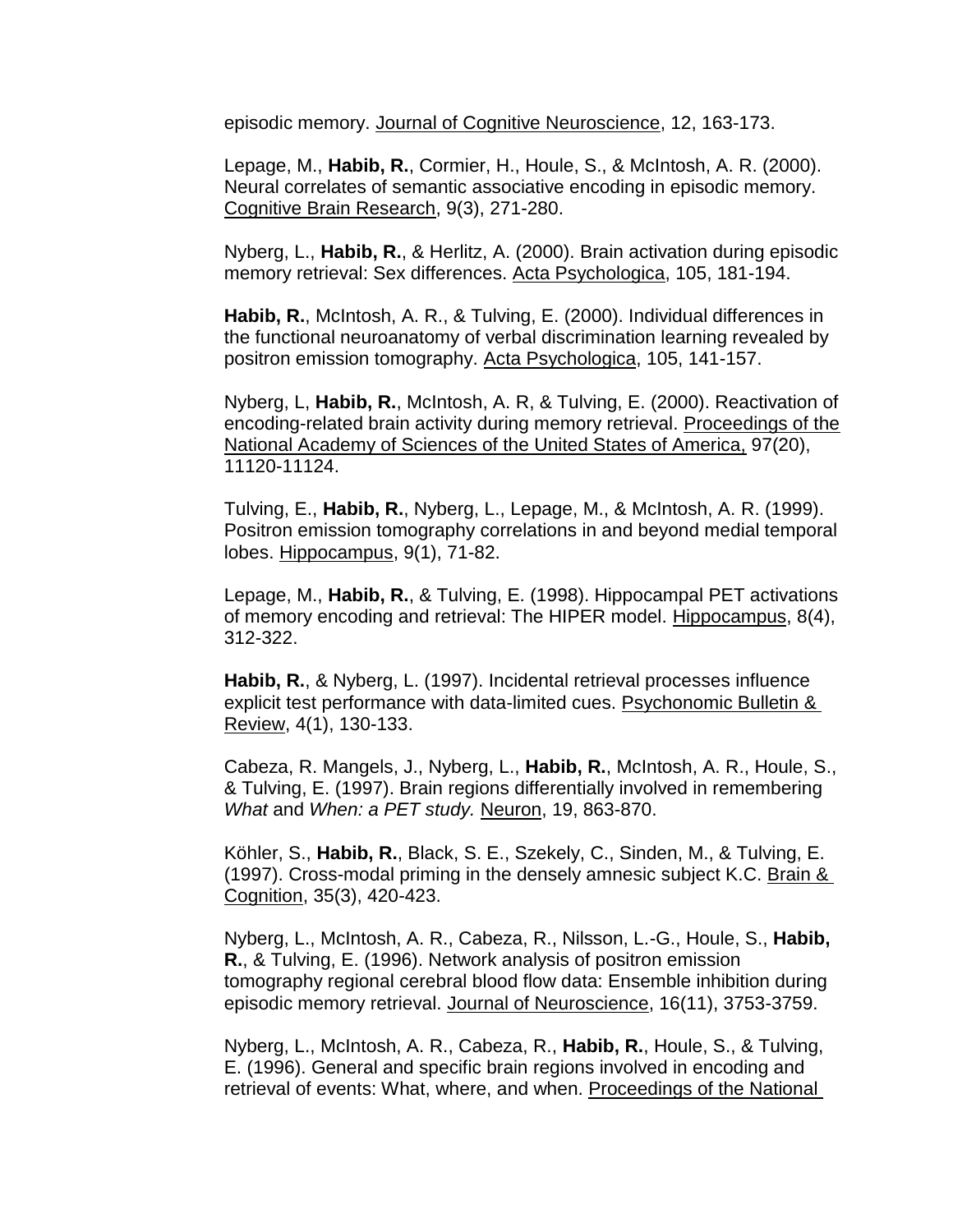episodic memory. Journal of Cognitive Neuroscience, 12, 163-173.

Lepage, M., **Habib, R.**, Cormier, H., Houle, S., & McIntosh, A. R. (2000). Neural correlates of semantic associative encoding in episodic memory. Cognitive Brain Research, 9(3), 271-280.

Nyberg, L., **Habib, R.**, & Herlitz, A. (2000). Brain activation during episodic memory retrieval: Sex differences. Acta Psychologica, 105, 181-194.

**Habib, R.**, McIntosh, A. R., & Tulving, E. (2000). Individual differences in the functional neuroanatomy of verbal discrimination learning revealed by positron emission tomography. Acta Psychologica, 105, 141-157.

Nyberg, L, **Habib, R.**, McIntosh, A. R, & Tulving, E. (2000). Reactivation of encoding-related brain activity during memory retrieval. Proceedings of the National Academy of Sciences of the United States of America, 97(20), 11120-11124.

Tulving, E., **Habib, R.**, Nyberg, L., Lepage, M., & McIntosh, A. R. (1999). Positron emission tomography correlations in and beyond medial temporal lobes. Hippocampus, 9(1), 71-82.

Lepage, M., **Habib, R.**, & Tulving, E. (1998). Hippocampal PET activations of memory encoding and retrieval: The HIPER model. Hippocampus, 8(4), 312-322.

**Habib, R.**, & Nyberg, L. (1997). Incidental retrieval processes influence explicit test performance with data-limited cues. Psychonomic Bulletin & Review, 4(1), 130-133.

Cabeza, R. Mangels, J., Nyberg, L., **Habib, R.**, McIntosh, A. R., Houle, S., & Tulving, E. (1997). Brain regions differentially involved in remembering *What* and *When: a PET study.* Neuron, 19, 863-870.

Köhler, S., **Habib, R.**, Black, S. E., Szekely, C., Sinden, M., & Tulving, E. (1997). Cross-modal priming in the densely amnesic subject K.C. Brain & Cognition, 35(3), 420-423.

Nyberg, L., McIntosh, A. R., Cabeza, R., Nilsson, L.-G., Houle, S., **Habib, R.**, & Tulving, E. (1996). Network analysis of positron emission tomography regional cerebral blood flow data: Ensemble inhibition during episodic memory retrieval. Journal of Neuroscience, 16(11), 3753-3759.

Nyberg, L., McIntosh, A. R., Cabeza, R., **Habib, R.**, Houle, S., & Tulving, E. (1996). General and specific brain regions involved in encoding and retrieval of events: What, where, and when. Proceedings of the National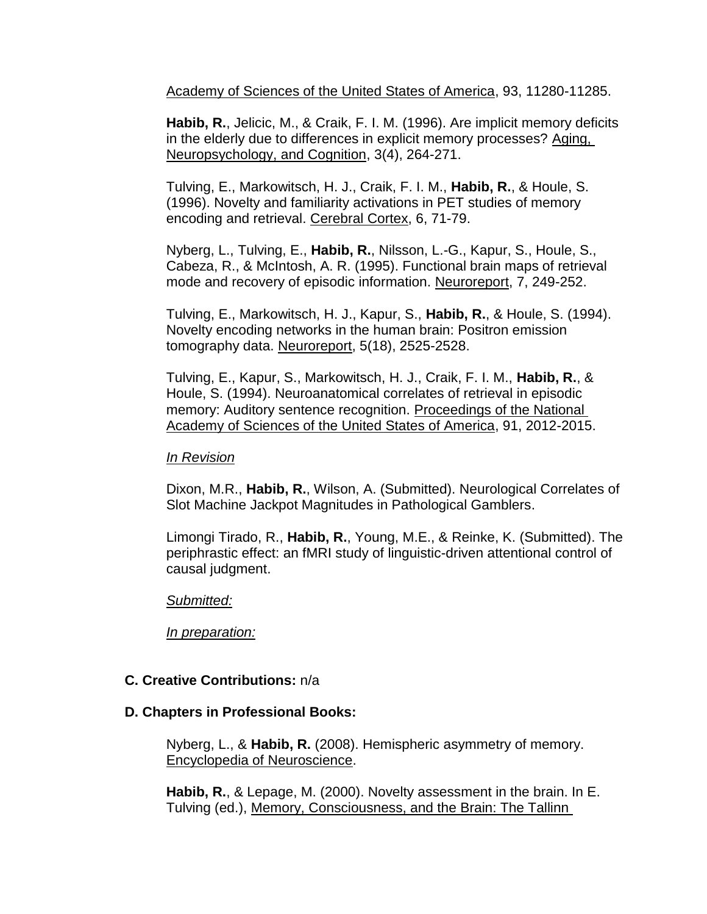Academy of Sciences of the United States of America, 93, 11280-11285.

**Habib, R.**, Jelicic, M., & Craik, F. I. M. (1996). Are implicit memory deficits in the elderly due to differences in explicit memory processes? Aging, Neuropsychology, and Cognition, 3(4), 264-271.

Tulving, E., Markowitsch, H. J., Craik, F. I. M., **Habib, R.**, & Houle, S. (1996). Novelty and familiarity activations in PET studies of memory encoding and retrieval. Cerebral Cortex, 6, 71-79.

Nyberg, L., Tulving, E., **Habib, R.**, Nilsson, L.-G., Kapur, S., Houle, S., Cabeza, R., & McIntosh, A. R. (1995). Functional brain maps of retrieval mode and recovery of episodic information. Neuroreport, 7, 249-252.

Tulving, E., Markowitsch, H. J., Kapur, S., **Habib, R.**, & Houle, S. (1994). Novelty encoding networks in the human brain: Positron emission tomography data. Neuroreport, 5(18), 2525-2528.

Tulving, E., Kapur, S., Markowitsch, H. J., Craik, F. I. M., **Habib, R.**, & Houle, S. (1994). Neuroanatomical correlates of retrieval in episodic memory: Auditory sentence recognition. Proceedings of the National Academy of Sciences of the United States of America, 91, 2012-2015.

*In Revision*

Dixon, M.R., **Habib, R.**, Wilson, A. (Submitted). Neurological Correlates of Slot Machine Jackpot Magnitudes in Pathological Gamblers.

Limongi Tirado, R., **Habib, R.**, Young, M.E., & Reinke, K. (Submitted). The periphrastic effect: an fMRI study of linguistic-driven attentional control of causal judgment.

*Submitted:*

*In preparation:*

**C. Creative Contributions:** n/a

**D. Chapters in Professional Books:**

Nyberg, L., & **Habib, R.** (2008). Hemispheric asymmetry of memory. Encyclopedia of Neuroscience.

**Habib, R.**, & Lepage, M. (2000). Novelty assessment in the brain. In E. Tulving (ed.), Memory, Consciousness, and the Brain: The Tallinn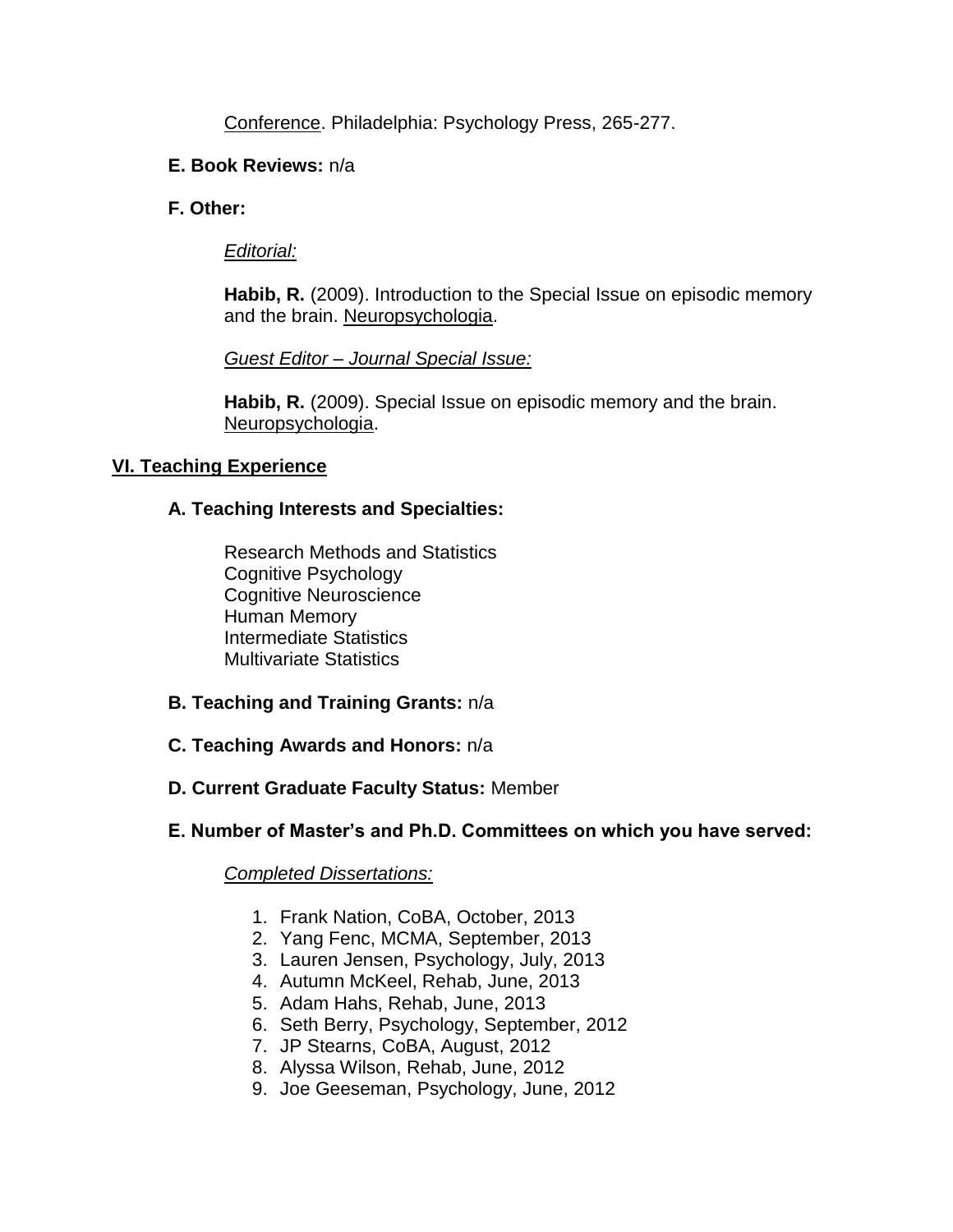Conference. Philadelphia: Psychology Press, 265-277.

**E. Book Reviews:** n/a

**F. Other:**

*Editorial:*

**Habib, R.** (2009). Introduction to the Special Issue on episodic memory and the brain. Neuropsychologia.

*Guest Editor – Journal Special Issue:*

**Habib, R.** (2009). Special Issue on episodic memory and the brain. Neuropsychologia.

## VI. Teaching Experience

**A. Teaching Interests and Specialties:**

Research Methods and Statistics
Cognitive Psychology
Cognitive Neuroscience
Human Memory
Intermediate Statistics
Multivariate Statistics

**B. Teaching and Training Grants:** n/a

**C. Teaching Awards and Honors:** n/a

**D. Current Graduate Faculty Status:** Member

**E. Number of Master's and Ph.D. Committees on which you have served:**

*Completed Dissertations:*

1. Frank Nation, CoBA, October, 2013
2. Yang Fenc, MCMA, September, 2013
3. Lauren Jensen, Psychology, July, 2013
4. Autumn McKeel, Rehab, June, 2013
5. Adam Hahs, Rehab, June, 2013
6. Seth Berry, Psychology, September, 2012
7. JP Stearns, CoBA, August, 2012
8. Alyssa Wilson, Rehab, June, 2012
9. Joe Geeseman, Psychology, June, 2012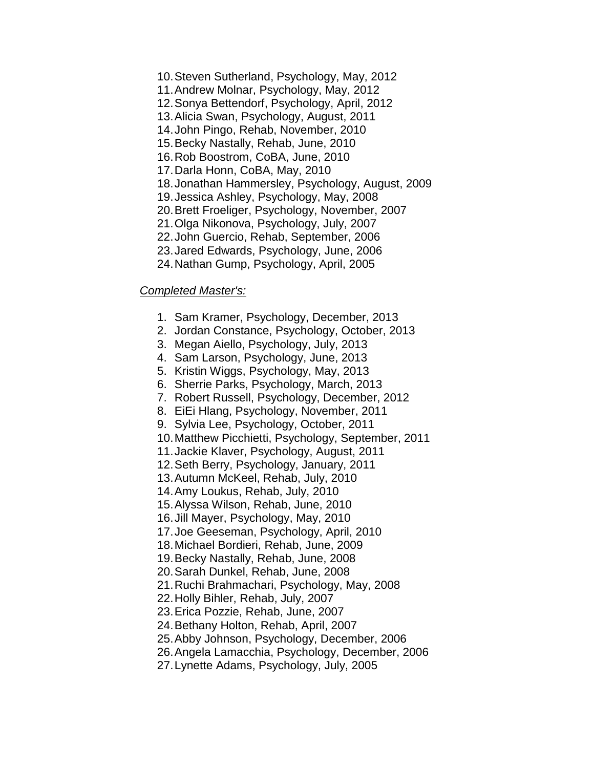10. Steven Sutherland, Psychology, May, 2012
11. Andrew Molnar, Psychology, May, 2012
12. Sonya Bettendorf, Psychology, April, 2012
13. Alicia Swan, Psychology, August, 2011
14. John Pingo, Rehab, November, 2010
15. Becky Nastally, Rehab, June, 2010
16. Rob Boostrom, CoBA, June, 2010
17. Darla Honn, CoBA, May, 2010
18. Jonathan Hammersley, Psychology, August, 2009
19. Jessica Ashley, Psychology, May, 2008
20. Brett Froeliger, Psychology, November, 2007
21. Olga Nikonova, Psychology, July, 2007
22. John Guercio, Rehab, September, 2006
23. Jared Edwards, Psychology, June, 2006
24. Nathan Gump, Psychology, April, 2005

*Completed Master's:*

1. Sam Kramer, Psychology, December, 2013
2. Jordan Constance, Psychology, October, 2013
3. Megan Aiello, Psychology, July, 2013
4. Sam Larson, Psychology, June, 2013
5. Kristin Wiggs, Psychology, May, 2013
6. Sherrie Parks, Psychology, March, 2013
7. Robert Russell, Psychology, December, 2012
8. EiEi Hlang, Psychology, November, 2011
9. Sylvia Lee, Psychology, October, 2011
10. Matthew Picchietti, Psychology, September, 2011
11. Jackie Klaver, Psychology, August, 2011
12. Seth Berry, Psychology, January, 2011
13. Autumn McKeel, Rehab, July, 2010
14. Amy Loukus, Rehab, July, 2010
15. Alyssa Wilson, Rehab, June, 2010
16. Jill Mayer, Psychology, May, 2010
17. Joe Geeseman, Psychology, April, 2010
18. Michael Bordieri, Rehab, June, 2009
19. Becky Nastally, Rehab, June, 2008
20. Sarah Dunkel, Rehab, June, 2008
21. Ruchi Brahmachari, Psychology, May, 2008
22. Holly Bihler, Rehab, July, 2007
23. Erica Pozzie, Rehab, June, 2007
24. Bethany Holton, Rehab, April, 2007
25. Abby Johnson, Psychology, December, 2006
26. Angela Lamacchia, Psychology, December, 2006
27. Lynette Adams, Psychology, July, 2005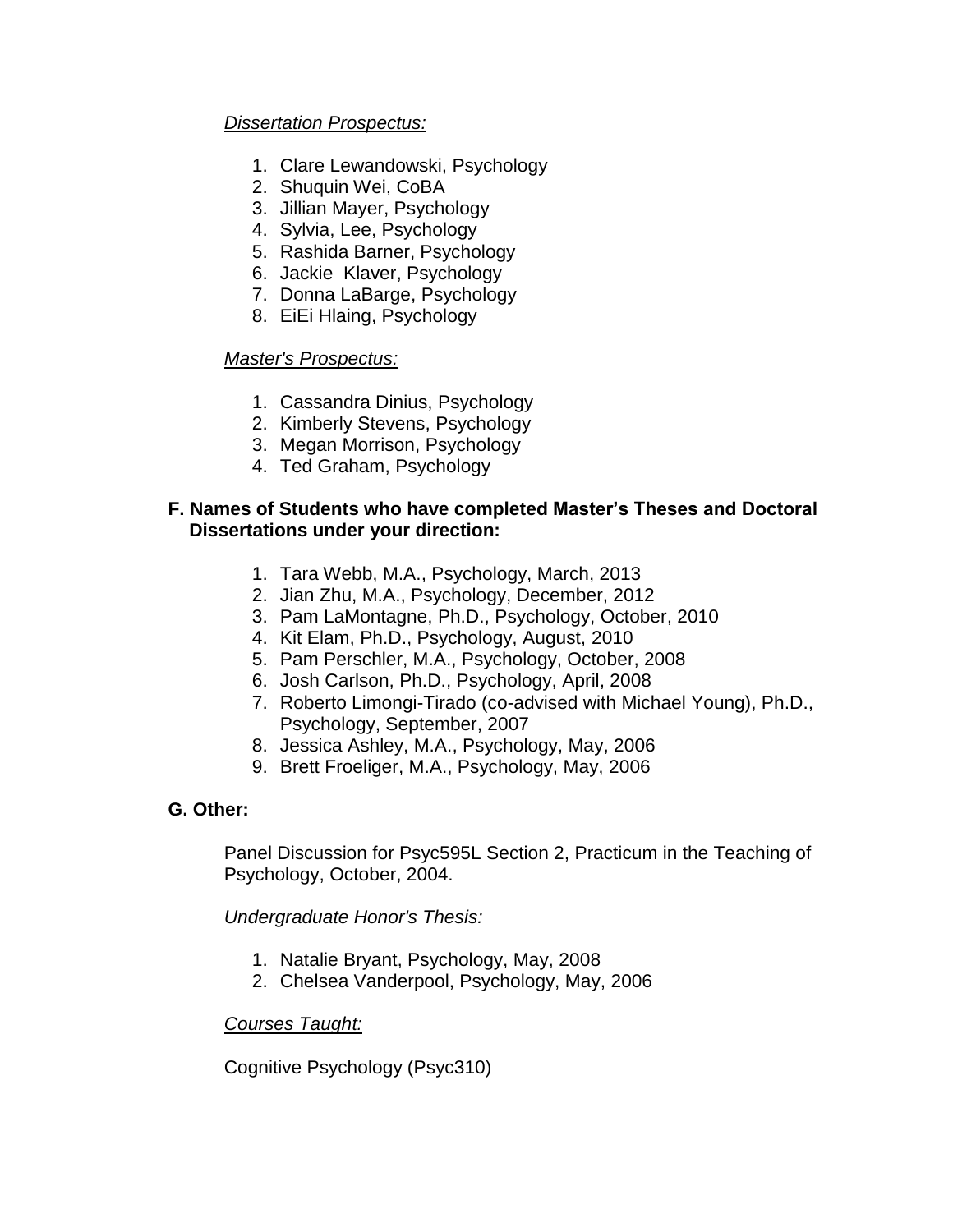*Dissertation Prospectus:*

1. Clare Lewandowski, Psychology
2. Shuquin Wei, CoBA
3. Jillian Mayer, Psychology
4. Sylvia, Lee, Psychology
5. Rashida Barner, Psychology
6. Jackie Klaver, Psychology
7. Donna LaBarge, Psychology
8. EiEi Hlaing, Psychology

*Master's Prospectus:*

1. Cassandra Dinius, Psychology
2. Kimberly Stevens, Psychology
3. Megan Morrison, Psychology
4. Ted Graham, Psychology

**F. Names of Students who have completed Master's Theses and Doctoral Dissertations under your direction:**

1. Tara Webb, M.A., Psychology, March, 2013
2. Jian Zhu, M.A., Psychology, December, 2012
3. Pam LaMontagne, Ph.D., Psychology, October, 2010
4. Kit Elam, Ph.D., Psychology, August, 2010
5. Pam Perschler, M.A., Psychology, October, 2008
6. Josh Carlson, Ph.D., Psychology, April, 2008
7. Roberto Limongi-Tirado (co-advised with Michael Young), Ph.D., Psychology, September, 2007
8. Jessica Ashley, M.A., Psychology, May, 2006
9. Brett Froeliger, M.A., Psychology, May, 2006

**G. Other:**

Panel Discussion for Psyc595L Section 2, Practicum in the Teaching of Psychology, October, 2004.

*Undergraduate Honor's Thesis:*

1. Natalie Bryant, Psychology, May, 2008
2. Chelsea Vanderpool, Psychology, May, 2006

*Courses Taught:*

Cognitive Psychology (Psyc310)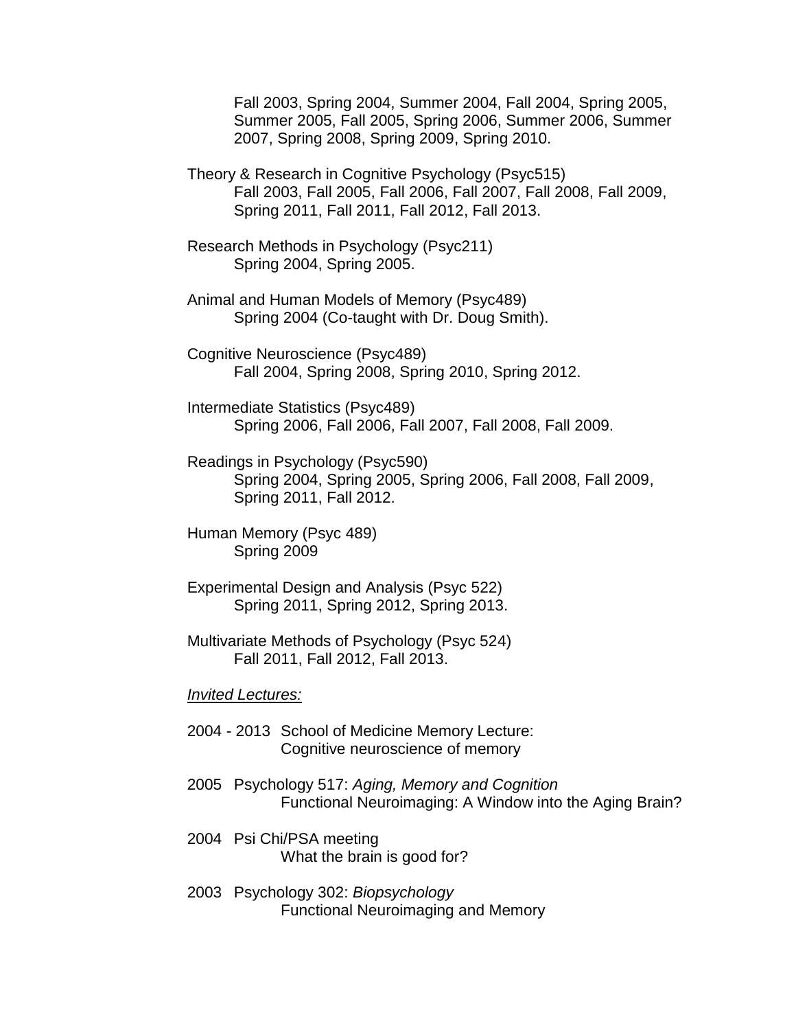Fall 2003, Spring 2004, Summer 2004, Fall 2004, Spring 2005, Summer 2005, Fall 2005, Spring 2006, Summer 2006, Summer 2007, Spring 2008, Spring 2009, Spring 2010.

Theory & Research in Cognitive Psychology (Psyc515)
Fall 2003, Fall 2005, Fall 2006, Fall 2007, Fall 2008, Fall 2009, Spring 2011, Fall 2011, Fall 2012, Fall 2013.

Research Methods in Psychology (Psyc211)
Spring 2004, Spring 2005.

Animal and Human Models of Memory (Psyc489)
Spring 2004 (Co-taught with Dr. Doug Smith).

Cognitive Neuroscience (Psyc489)
Fall 2004, Spring 2008, Spring 2010, Spring 2012.

Intermediate Statistics (Psyc489)
Spring 2006, Fall 2006, Fall 2007, Fall 2008, Fall 2009.

Readings in Psychology (Psyc590)
Spring 2004, Spring 2005, Spring 2006, Fall 2008, Fall 2009, Spring 2011, Fall 2012.

Human Memory (Psyc 489)
Spring 2009

Experimental Design and Analysis (Psyc 522)
Spring 2011, Spring 2012, Spring 2013.

Multivariate Methods of Psychology (Psyc 524)
Fall 2011, Fall 2012, Fall 2013.

*Invited Lectures:*

2004 - 2013 School of Medicine Memory Lecture:
Cognitive neuroscience of memory

2005 Psychology 517: *Aging, Memory and Cognition*
Functional Neuroimaging: A Window into the Aging Brain?

2004 Psi Chi/PSA meeting
What the brain is good for?

2003 Psychology 302: *Biopsychology*
Functional Neuroimaging and Memory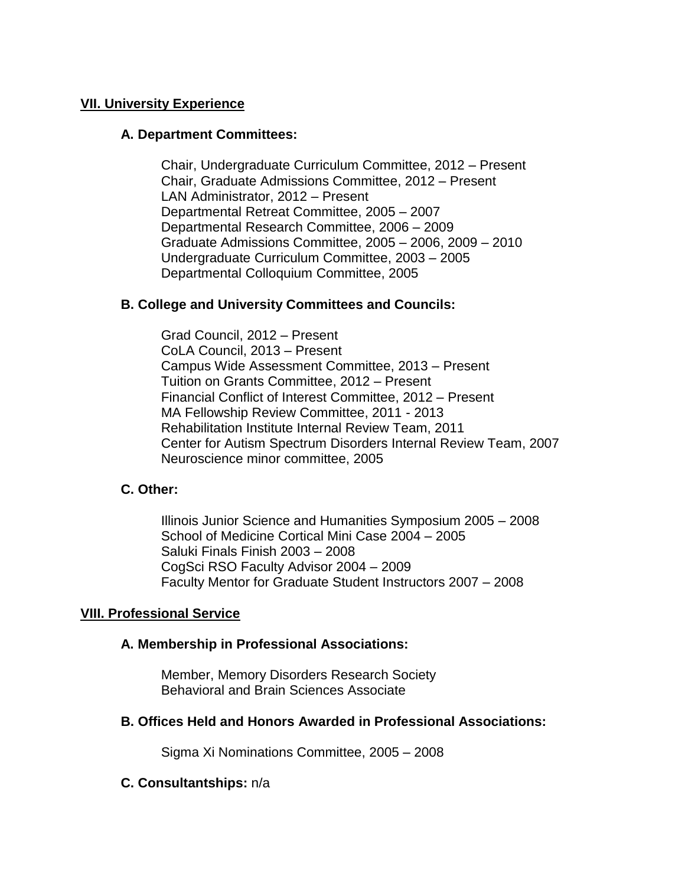## VII. University Experience

### A. Department Committees:

Chair, Undergraduate Curriculum Committee, 2012 – Present
Chair, Graduate Admissions Committee, 2012 – Present
LAN Administrator, 2012 – Present
Departmental Retreat Committee, 2005 – 2007
Departmental Research Committee, 2006 – 2009
Graduate Admissions Committee, 2005 – 2006, 2009 – 2010
Undergraduate Curriculum Committee, 2003 – 2005
Departmental Colloquium Committee, 2005

### B. College and University Committees and Councils:

Grad Council, 2012 – Present
CoLA Council, 2013 – Present
Campus Wide Assessment Committee, 2013 – Present
Tuition on Grants Committee, 2012 – Present
Financial Conflict of Interest Committee, 2012 – Present
MA Fellowship Review Committee, 2011 - 2013
Rehabilitation Institute Internal Review Team, 2011
Center for Autism Spectrum Disorders Internal Review Team, 2007
Neuroscience minor committee, 2005

### C. Other:

Illinois Junior Science and Humanities Symposium 2005 – 2008
School of Medicine Cortical Mini Case 2004 – 2005
Saluki Finals Finish 2003 – 2008
CogSci RSO Faculty Advisor 2004 – 2009
Faculty Mentor for Graduate Student Instructors 2007 – 2008

## VIII. Professional Service

### A. Membership in Professional Associations:

Member, Memory Disorders Research Society
Behavioral and Brain Sciences Associate

### B. Offices Held and Honors Awarded in Professional Associations:

Sigma Xi Nominations Committee, 2005 – 2008

### C. Consultantships: n/a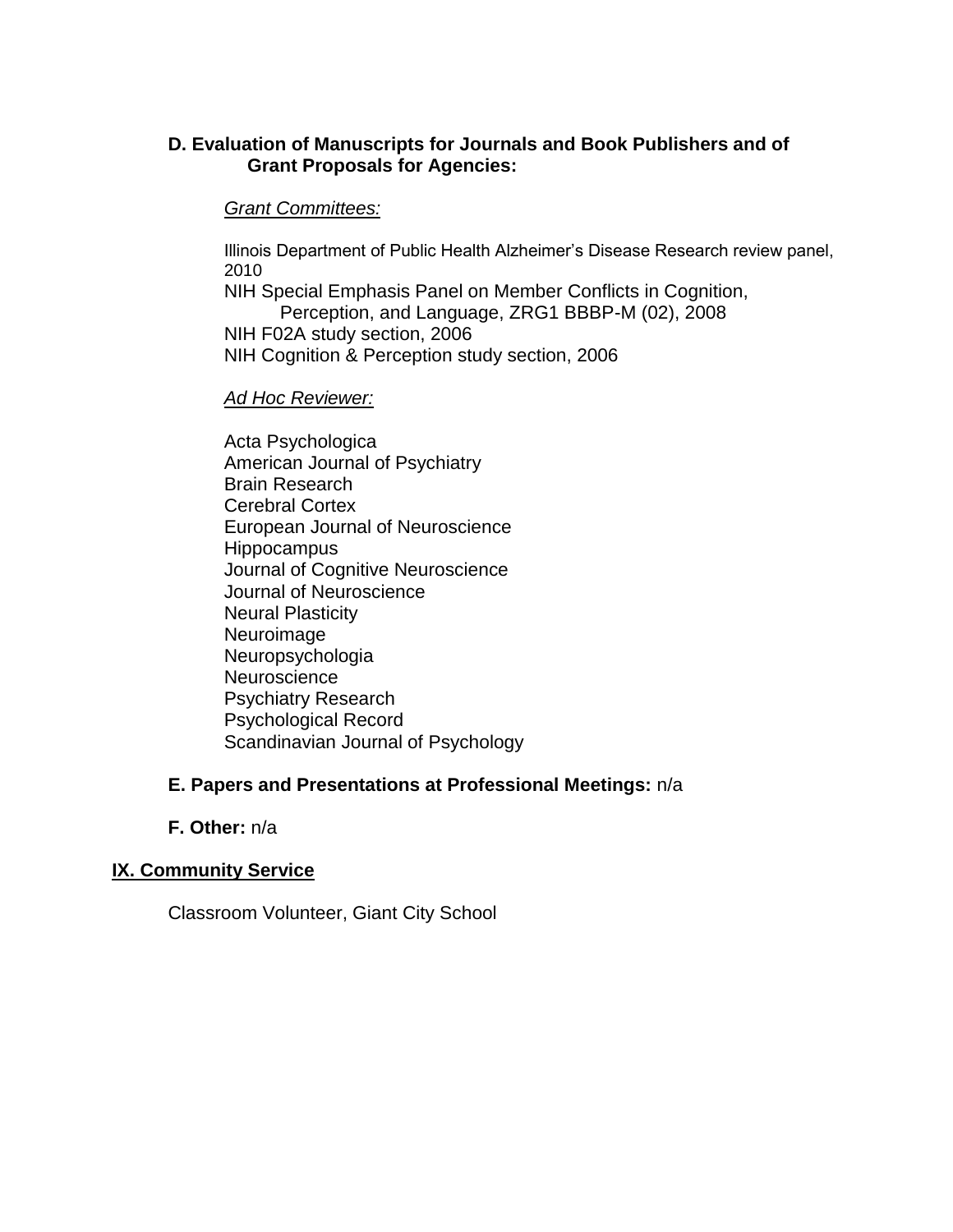**D. Evaluation of Manuscripts for Journals and Book Publishers and of Grant Proposals for Agencies:**

*Grant Committees:*

Illinois Department of Public Health Alzheimer's Disease Research review panel, 2010
NIH Special Emphasis Panel on Member Conflicts in Cognition, Perception, and Language, ZRG1 BBBP-M (02), 2008
NIH F02A study section, 2006
NIH Cognition & Perception study section, 2006

*Ad Hoc Reviewer:*

Acta Psychologica
American Journal of Psychiatry
Brain Research
Cerebral Cortex
European Journal of Neuroscience
Hippocampus
Journal of Cognitive Neuroscience
Journal of Neuroscience
Neural Plasticity
Neuroimage
Neuropsychologia
Neuroscience
Psychiatry Research
Psychological Record
Scandinavian Journal of Psychology

**E. Papers and Presentations at Professional Meetings:** n/a

**F. Other:** n/a

## IX. Community Service

Classroom Volunteer, Giant City School